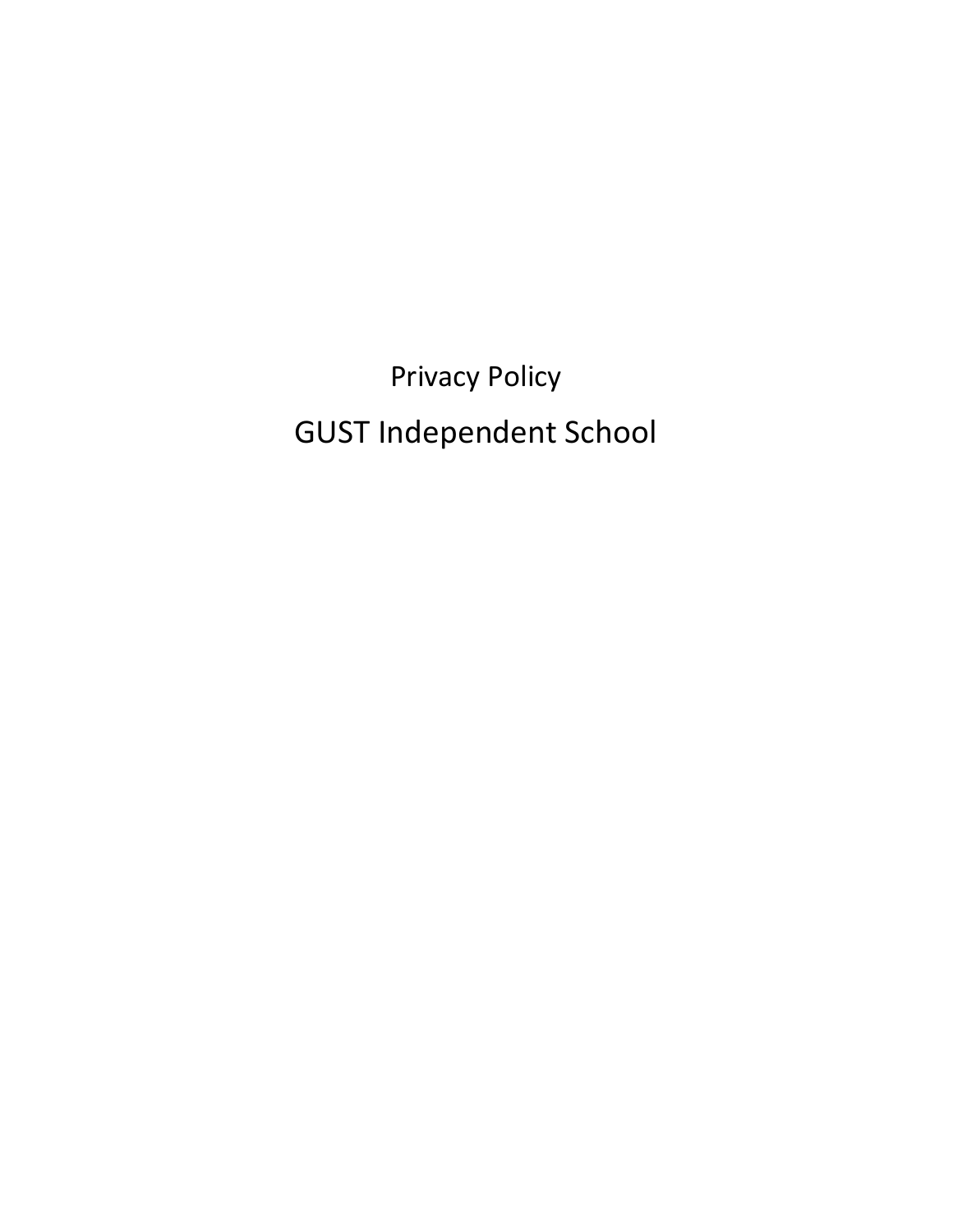Privacy Policy

# GUST Independent School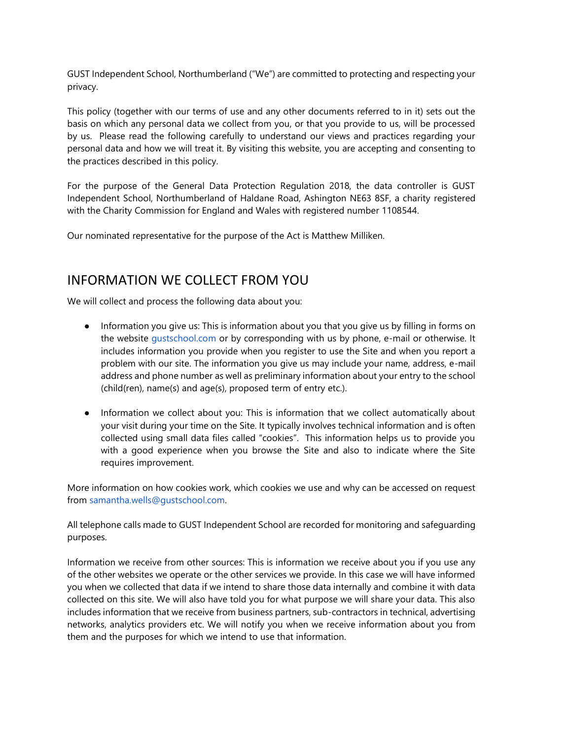GUST Independent School, Northumberland ("We") are committed to protecting and respecting your privacy.

This policy (together with our terms of use and any other documents referred to in it) sets out the basis on which any personal data we collect from you, or that you provide to us, will be processed by us. Please read the following carefully to understand our views and practices regarding your personal data and how we will treat it. By visiting this website, you are accepting and consenting to the practices described in this policy.

For the purpose of the General Data Protection Regulation 2018, the data controller is GUST Independent School, Northumberland of Haldane Road, Ashington NE63 8SF, a charity registered with the Charity Commission for England and Wales with registered number 1108544.

Our nominated representative for the purpose of the Act is Matthew Milliken.

## INFORMATION WE COLLECT FROM YOU

We will collect and process the following data about you:

- Information you give us: This is information about you that you give us by filling in forms on the website gustschool.com or by corresponding with us by phone, e-mail or otherwise. It includes information you provide when you register to use the Site and when you report a problem with our site. The information you give us may include your name, address, e-mail address and phone number as well as preliminary information about your entry to the school (child(ren), name(s) and age(s), proposed term of entry etc.).

- Information we collect about you: This is information that we collect automatically about your visit during your time on the Site. It typically involves technical information and is often collected using small data files called "cookies". This information helps us to provide you with a good experience when you browse the Site and also to indicate where the Site requires improvement.

More information on how cookies work, which cookies we use and why can be accessed on request from samantha.wells@gustschool.com.

All telephone calls made to GUST Independent School are recorded for monitoring and safeguarding purposes.

Information we receive from other sources: This is information we receive about you if you use any of the other websites we operate or the other services we provide. In this case we will have informed you when we collected that data if we intend to share those data internally and combine it with data collected on this site. We will also have told you for what purpose we will share your data. This also includes information that we receive from business partners, sub-contractors in technical, advertising networks, analytics providers etc. We will notify you when we receive information about you from them and the purposes for which we intend to use that information.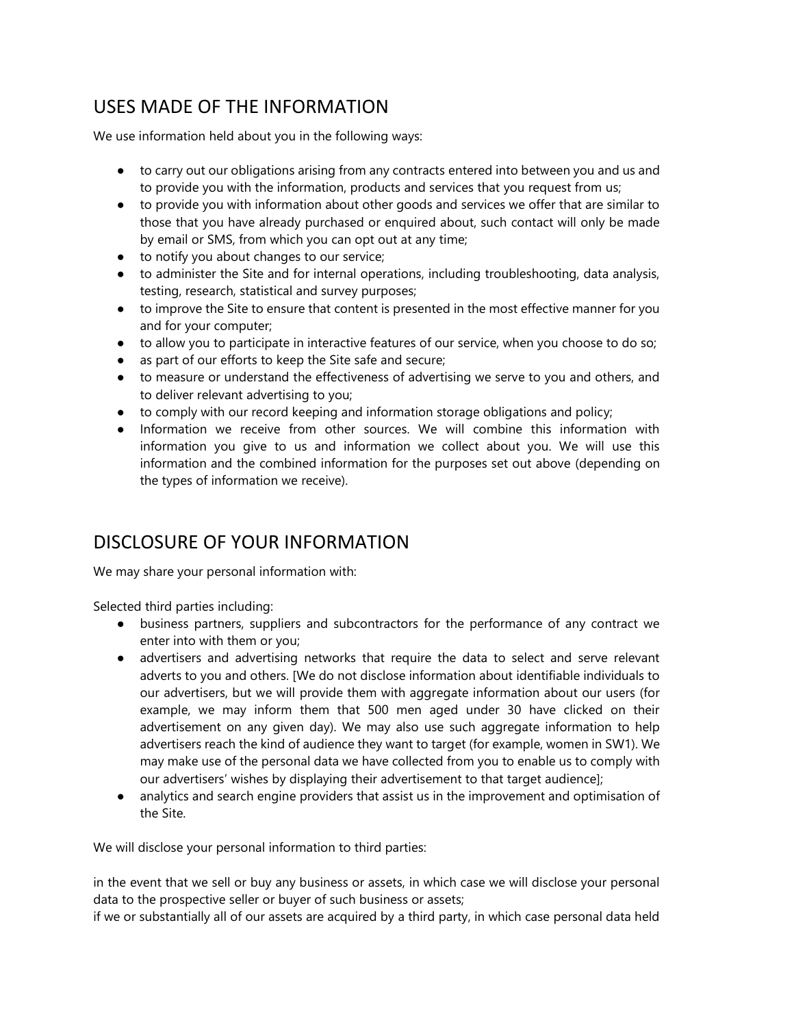## USES MADE OF THE INFORMATION

We use information held about you in the following ways:

- to carry out our obligations arising from any contracts entered into between you and us and to provide you with the information, products and services that you request from us;
- to provide you with information about other goods and services we offer that are similar to those that you have already purchased or enquired about, such contact will only be made by email or SMS, from which you can opt out at any time;
- to notify you about changes to our service;
- to administer the Site and for internal operations, including troubleshooting, data analysis, testing, research, statistical and survey purposes;
- to improve the Site to ensure that content is presented in the most effective manner for you and for your computer;
- to allow you to participate in interactive features of our service, when you choose to do so;
- as part of our efforts to keep the Site safe and secure;
- to measure or understand the effectiveness of advertising we serve to you and others, and to deliver relevant advertising to you;
- to comply with our record keeping and information storage obligations and policy;
- Information we receive from other sources. We will combine this information with information you give to us and information we collect about you. We will use this information and the combined information for the purposes set out above (depending on the types of information we receive).

## DISCLOSURE OF YOUR INFORMATION

We may share your personal information with:

Selected third parties including:

- business partners, suppliers and subcontractors for the performance of any contract we enter into with them or you;
- advertisers and advertising networks that require the data to select and serve relevant adverts to you and others. [We do not disclose information about identifiable individuals to our advertisers, but we will provide them with aggregate information about our users (for example, we may inform them that 500 men aged under 30 have clicked on their advertisement on any given day). We may also use such aggregate information to help advertisers reach the kind of audience they want to target (for example, women in SW1). We may make use of the personal data we have collected from you to enable us to comply with our advertisers' wishes by displaying their advertisement to that target audience];
- analytics and search engine providers that assist us in the improvement and optimisation of the Site.

We will disclose your personal information to third parties:

in the event that we sell or buy any business or assets, in which case we will disclose your personal data to the prospective seller or buyer of such business or assets;
if we or substantially all of our assets are acquired by a third party, in which case personal data held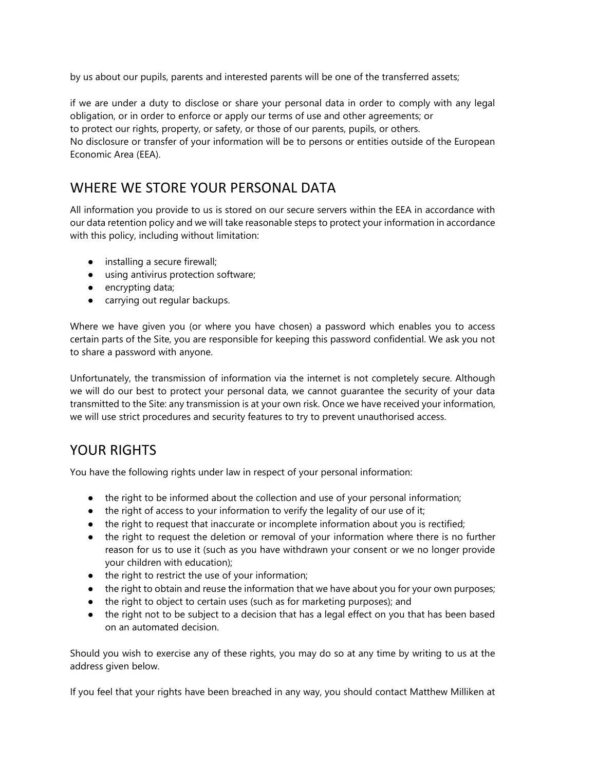by us about our pupils, parents and interested parents will be one of the transferred assets;

if we are under a duty to disclose or share your personal data in order to comply with any legal obligation, or in order to enforce or apply our terms of use and other agreements; or
to protect our rights, property, or safety, or those of our parents, pupils, or others.
No disclosure or transfer of your information will be to persons or entities outside of the European Economic Area (EEA).

## WHERE WE STORE YOUR PERSONAL DATA

All information you provide to us is stored on our secure servers within the EEA in accordance with our data retention policy and we will take reasonable steps to protect your information in accordance with this policy, including without limitation:

- installing a secure firewall;
- using antivirus protection software;
- encrypting data;
- carrying out regular backups.

Where we have given you (or where you have chosen) a password which enables you to access certain parts of the Site, you are responsible for keeping this password confidential. We ask you not to share a password with anyone.

Unfortunately, the transmission of information via the internet is not completely secure. Although we will do our best to protect your personal data, we cannot guarantee the security of your data transmitted to the Site: any transmission is at your own risk. Once we have received your information, we will use strict procedures and security features to try to prevent unauthorised access.

## YOUR RIGHTS

You have the following rights under law in respect of your personal information:

- the right to be informed about the collection and use of your personal information;
- the right of access to your information to verify the legality of our use of it;
- the right to request that inaccurate or incomplete information about you is rectified;
- the right to request the deletion or removal of your information where there is no further reason for us to use it (such as you have withdrawn your consent or we no longer provide your children with education);
- the right to restrict the use of your information;
- the right to obtain and reuse the information that we have about you for your own purposes;
- the right to object to certain uses (such as for marketing purposes); and
- the right not to be subject to a decision that has a legal effect on you that has been based on an automated decision.

Should you wish to exercise any of these rights, you may do so at any time by writing to us at the address given below.

If you feel that your rights have been breached in any way, you should contact Matthew Milliken at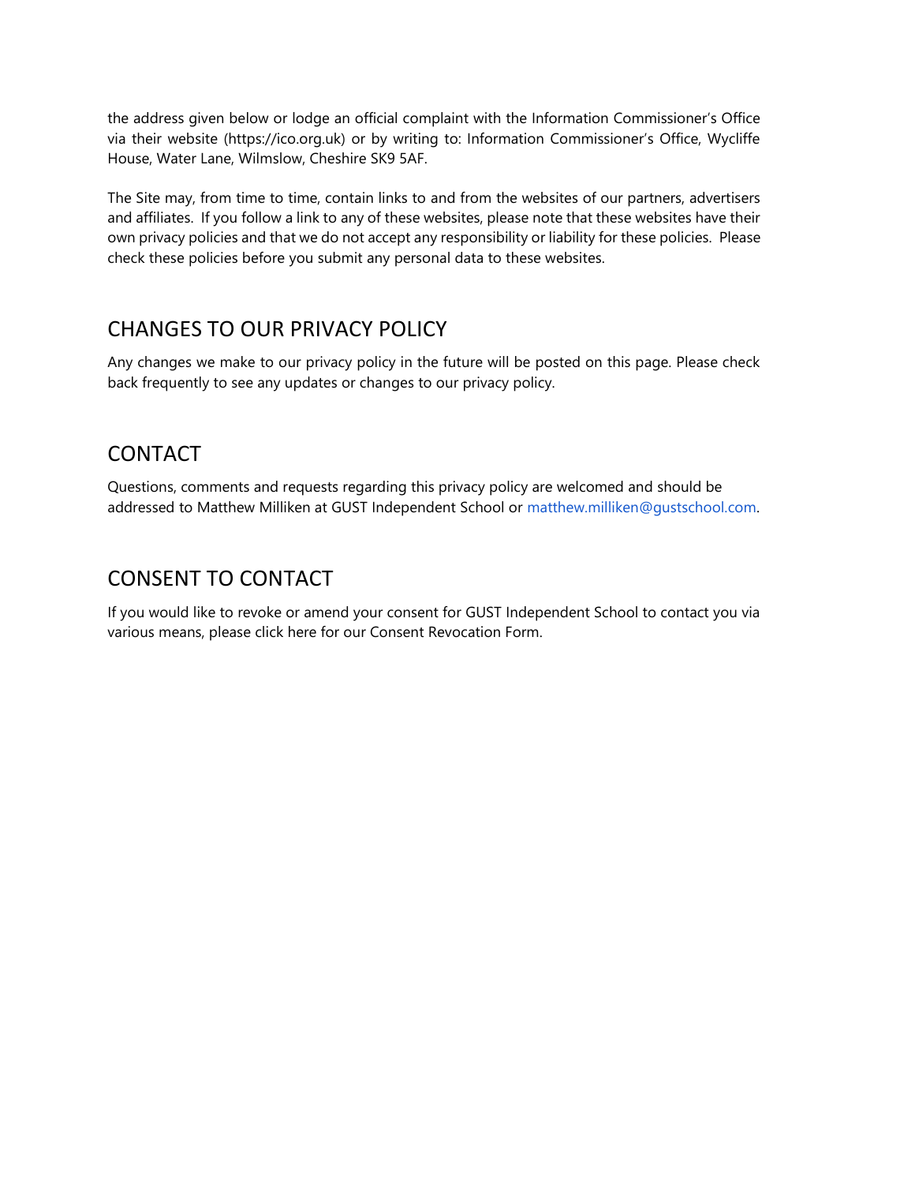the address given below or lodge an official complaint with the Information Commissioner's Office via their website (https://ico.org.uk) or by writing to: Information Commissioner's Office, Wycliffe House, Water Lane, Wilmslow, Cheshire SK9 5AF.

The Site may, from time to time, contain links to and from the websites of our partners, advertisers and affiliates. If you follow a link to any of these websites, please note that these websites have their own privacy policies and that we do not accept any responsibility or liability for these policies. Please check these policies before you submit any personal data to these websites.

## CHANGES TO OUR PRIVACY POLICY

Any changes we make to our privacy policy in the future will be posted on this page. Please check back frequently to see any updates or changes to our privacy policy.

## CONTACT

Questions, comments and requests regarding this privacy policy are welcomed and should be addressed to Matthew Milliken at GUST Independent School or matthew.milliken@gustschool.com.

## CONSENT TO CONTACT

If you would like to revoke or amend your consent for GUST Independent School to contact you via various means, please click here for our Consent Revocation Form.